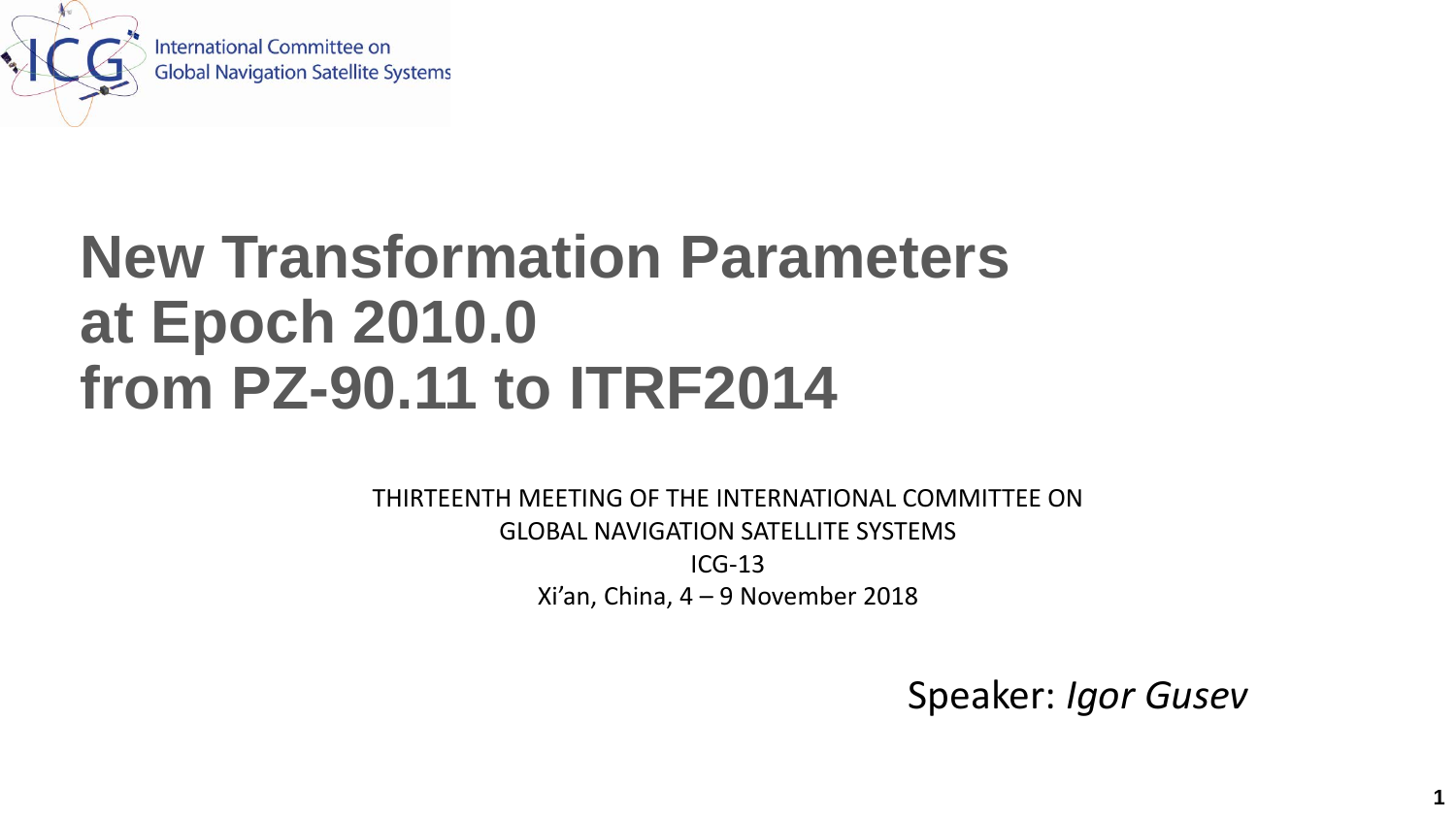International Committee on Global Navigation Satellite Systems

# New Transformation Parameters at Epoch 2010.0 from PZ-90.11 to ITRF2014

THIRTEENTH MEETING OF THE INTERNATIONAL COMMITTEE ON GLOBAL NAVIGATION SATELLITE SYSTEMS

ICG-13

Xi’an, China, 4 – 9 November 2018

Speaker: *Igor Gusev*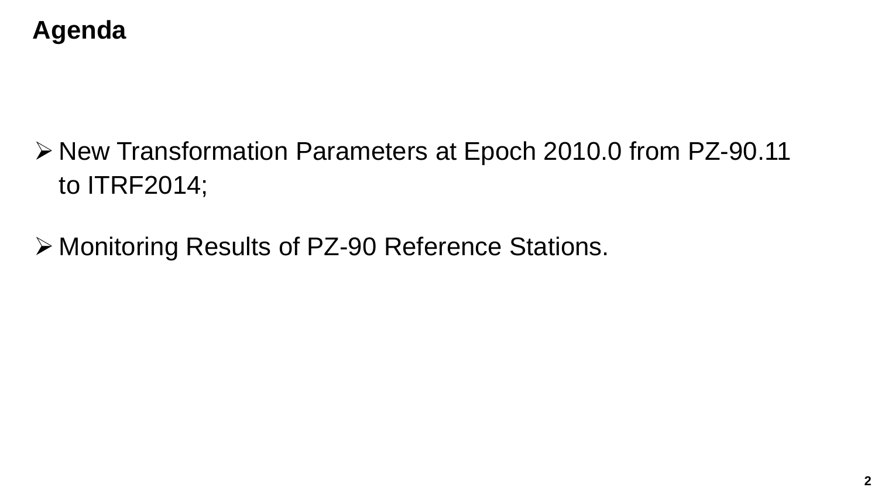# Agenda

- New Transformation Parameters at Epoch 2010.0 from PZ-90.11 to ITRF2014;
- Monitoring Results of PZ-90 Reference Stations.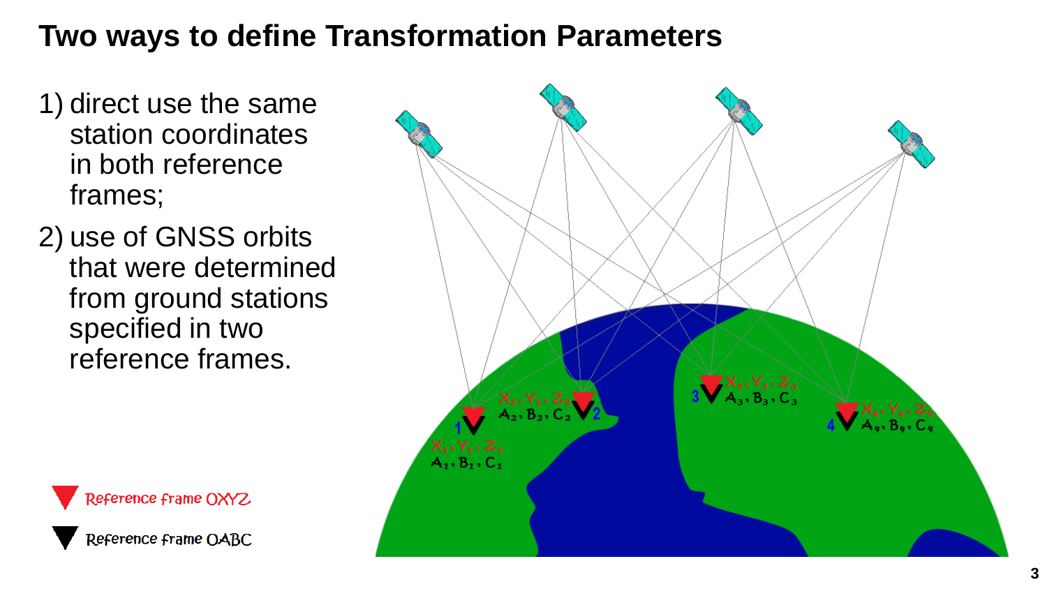# Two ways to define Transformation Parameters

1) direct use the same station coordinates in both reference frames;
2) use of GNSS orbits that were determined from ground stations specified in two reference frames.

1 $X_1, Y_1, Z_1$ $A_1, B_1, C_1$

2 $X_2, Y_2, Z_2$ $A_2, B_2, C_2$

3 $X_3, Y_3, Z_3$ $A_3, B_3, C_3$

4 $X_4, Y_4, Z_4$ $A_4, B_4, C_4$

Reference frame OXYZ

Reference frame OABC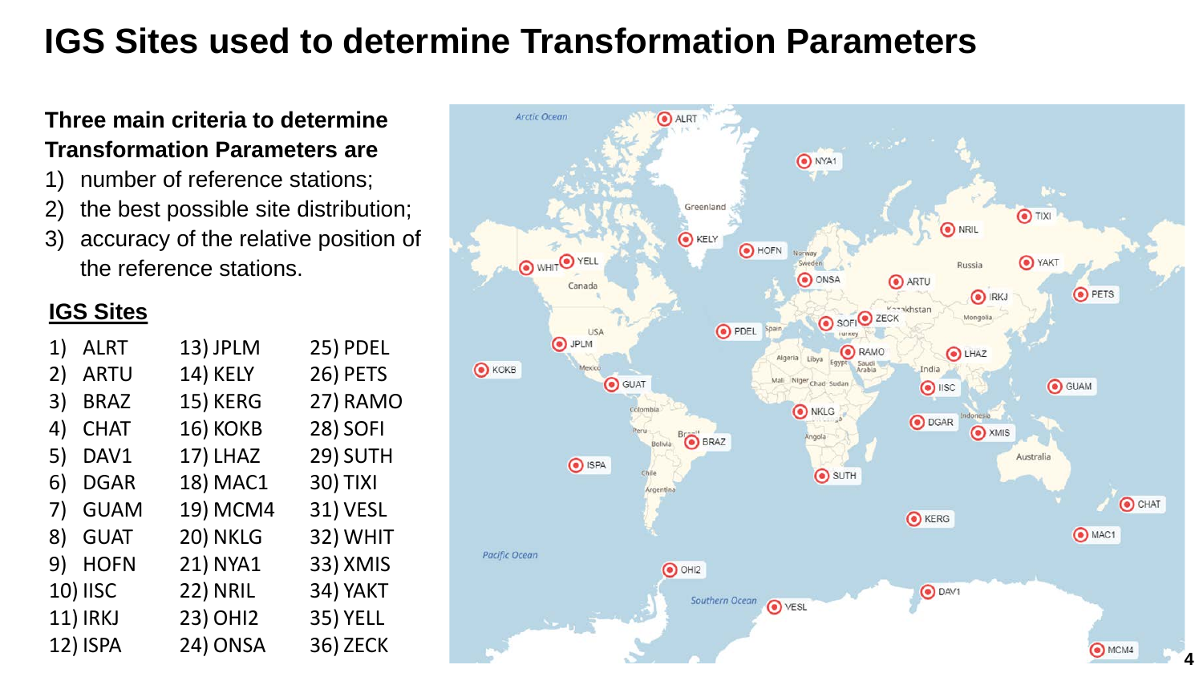# IGS Sites used to determine Transformation Parameters

**Three main criteria to determine Transformation Parameters are**

1) number of reference stations;
2) the best possible site distribution;
3) accuracy of the relative position of the reference stations.

## IGS Sites

| | | |
|---|---|---|
| 1) ALRT | 13) JPLM | 25) PDEL |
| 2) ARTU | 14) KELY | 26) PETS |
| 3) BRAZ | 15) KERG | 27) RAMO |
| 4) CHAT | 16) KOKB | 28) SOFI |
| 5) DAV1 | 17) LHAZ | 29) SUTH |
| 6) DGAR | 18) MAC1 | 30) TIXI |
| 7) GUAM | 19) MCM4 | 31) VESL |
| 8) GUAT | 20) NKLG | 32) WHIT |
| 9) HOFN | 21) NYA1 | 33) XMIS |
| 10) IISC | 22) NRIL | 34) YAKT |
| 11) IRKJ | 23) OHI2 | 35) YELL |
| 12) ISPA | 24) ONSA | 36) ZECK |

Arctic Ocean
ALRT
NYA1
Greenland
KELY
HOFN
TIXI
NRIL
YAKT
WHIT
YELL
Canada
Norway
Sweden
ONSA
ARTU
Russia
PETS
IRKJ
Kazakhstan
Mongolia
SOFI
ZECK
Turkey
PDEL
Spain
USA
JPLM
Algeria
Libya
Egypt
RAMO
Saudi Arabia
LHAZ
KOKB
Mexico
India
GUAT
Mali
Niger
Chad
Sudan
IISC
GUAM
Colombia
NKLG
DGAR
Indonesia
XMIS
Peru
Brazil
BRAZ
Bolivia
Angola
ISPA
Australia
Chile
SUTH
Argentina
CHAT
KERG
MAC1
Pacific Ocean
OHI2
DAV1
Southern Ocean
VESL
MCM4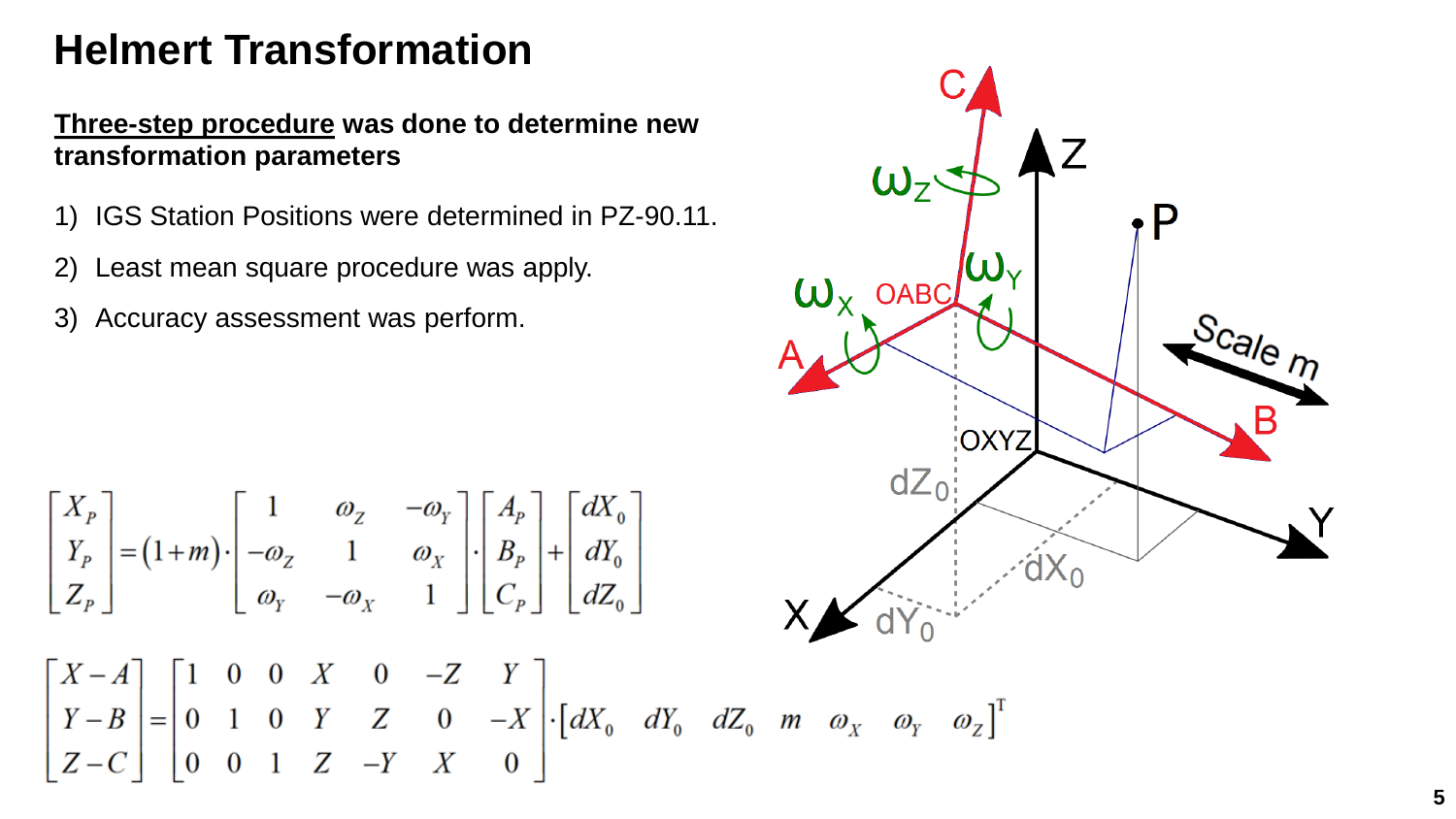# Helmert Transformation

**<u>Three-step procedure</u> was done to determine new transformation parameters**

1) IGS Station Positions were determined in PZ-90.11.
2) Least mean square procedure was apply.
3) Accuracy assessment was perform.

$$
\begin{bmatrix} X_P \\ Y_P \\ Z_P \end{bmatrix} = (1+m) \cdot \begin{bmatrix} 1 & \omega_Z & -\omega_Y \\ -\omega_Z & 1 & \omega_X \\ \omega_Y & -\omega_X & 1 \end{bmatrix} \cdot \begin{bmatrix} A_P \\ B_P \\ C_P \end{bmatrix} + \begin{bmatrix} dX_0 \\ dY_0 \\ dZ_0 \end{bmatrix}
$$

$$
\begin{bmatrix} X-A \\ Y-B \\ Z-C \end{bmatrix} = \begin{bmatrix} 1 & 0 & 0 & X & 0 & -Z & Y \\ 0 & 1 & 0 & Y & Z & 0 & -X \\ 0 & 0 & 1 & Z & -Y & X & 0 \end{bmatrix} \cdot \begin{bmatrix} dX_0 & dY_0 & dZ_0 & m & \omega_X & \omega_Y & \omega_Z \end{bmatrix}^{T}
$$

C
Z
$\omega_Z$
P
$\omega_X$
OABC
$\omega_Y$
A
Scale m
B
OXYZ
$dZ_0$
Y
$dX_0$
X
$dY_0$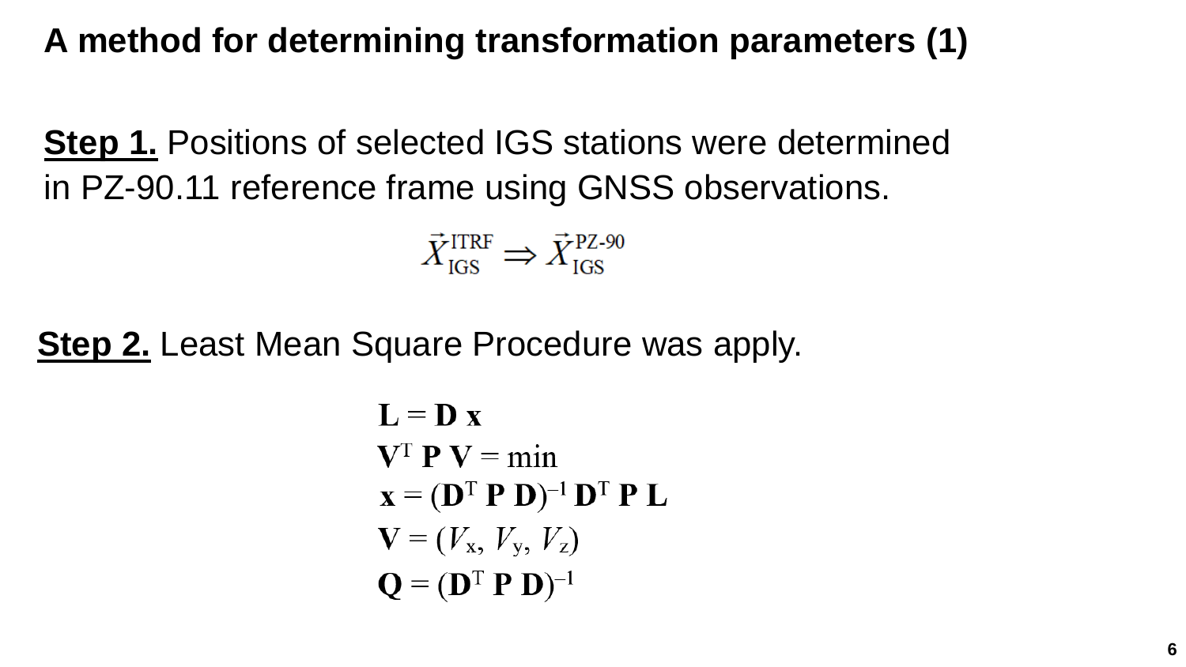# A method for determining transformation parameters (1)

**Step 1.** Positions of selected IGS stations were determined in PZ-90.11 reference frame using GNSS observations.

$$\vec{X}_{\mathrm{IGS}}^{\mathrm{ITRF}} \Rightarrow \vec{X}_{\mathrm{IGS}}^{\mathrm{PZ\text{-}90}}$$

**Step 2.** Least Mean Square Procedure was apply.

$$\mathbf{L} = \mathbf{D}\,\mathbf{x}$$

$$\mathbf{V}^{\mathrm{T}}\,\mathbf{P}\,\mathbf{V} = \min$$

$$\mathbf{x} = (\mathbf{D}^{\mathrm{T}}\,\mathbf{P}\,\mathbf{D})^{-1}\,\mathbf{D}^{\mathrm{T}}\,\mathbf{P}\,\mathbf{L}$$

$$\mathbf{V} = (V_{\mathrm{x}},\, V_{\mathrm{y}},\, V_{\mathrm{z}})$$

$$\mathbf{Q} = (\mathbf{D}^{\mathrm{T}}\,\mathbf{P}\,\mathbf{D})^{-1}$$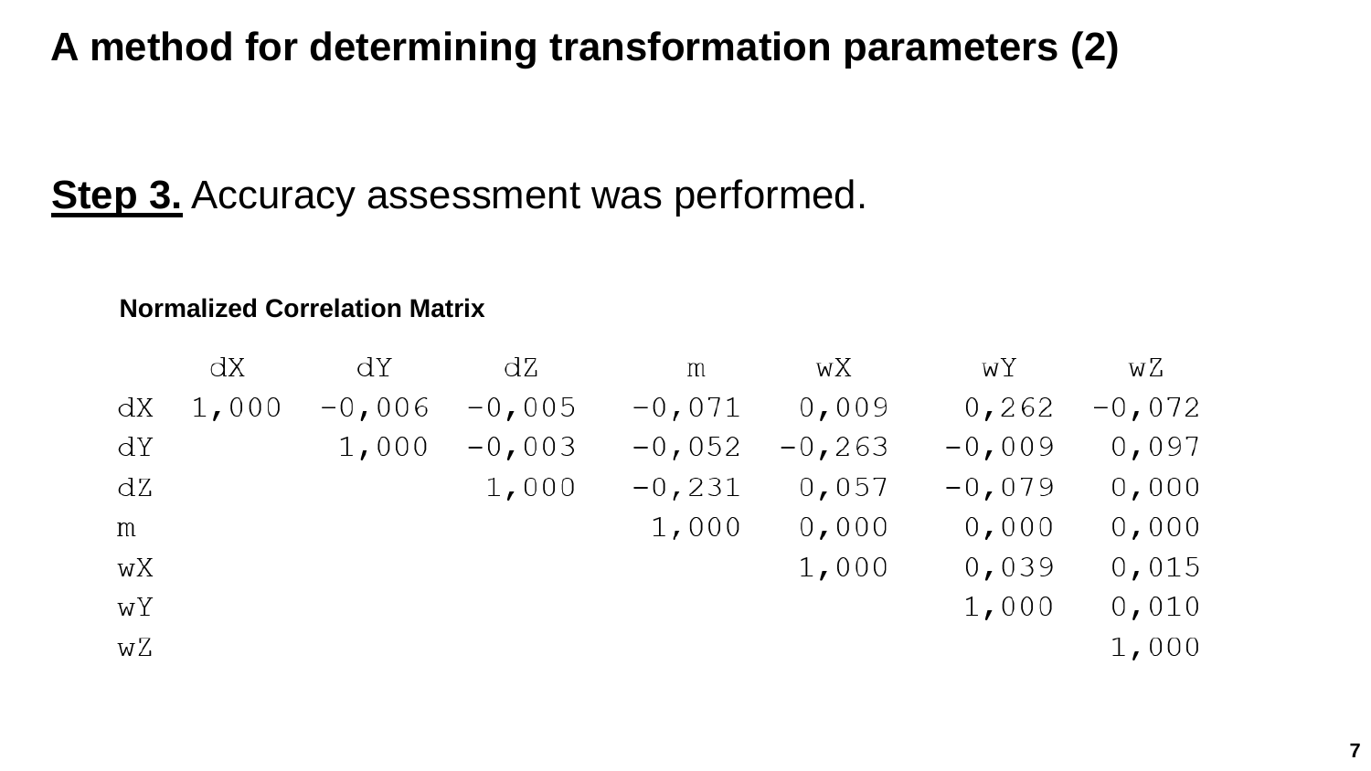# A method for determining transformation parameters (2)

**Step 3.** Accuracy assessment was performed.

**Normalized Correlation Matrix**

| | dX | dY | dZ | m | wX | wY | wZ |
|---|---|---|---|---|---|---|---|
| dX | 1,000 | -0,006 | -0,005 | -0,071 | 0,009 | 0,262 | -0,072 |
| dY | | 1,000 | -0,003 | -0,052 | -0,263 | -0,009 | 0,097 |
| dZ | | | 1,000 | -0,231 | 0,057 | -0,079 | 0,000 |
| m | | | | 1,000 | 0,000 | 0,000 | 0,000 |
| wX | | | | | 1,000 | 0,039 | 0,015 |
| wY | | | | | | 1,000 | 0,010 |
| wZ | | | | | | | 1,000 |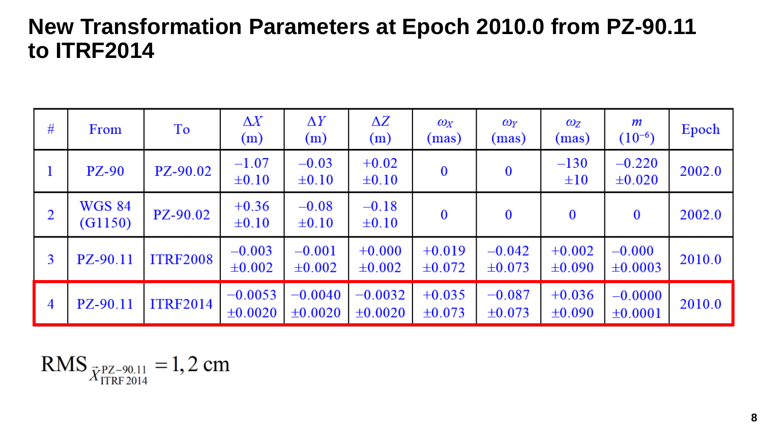# New Transformation Parameters at Epoch 2010.0 from PZ-90.11 to ITRF2014

| # | From | To | $\Delta X$ (m) | $\Delta Y$ (m) | $\Delta Z$ (m) | $\omega_X$ (mas) | $\omega_Y$ (mas) | $\omega_Z$ (mas) | $m$ ($10^{-6}$) | Epoch |
|---|---|---|---|---|---|---|---|---|---|---|
| 1 | PZ-90 | PZ-90.02 | −1.07 ±0.10 | −0.03 ±0.10 | +0.02 ±0.10 | 0 | 0 | −130 ±10 | −0.220 ±0.020 | 2002.0 |
| 2 | WGS 84 (G1150) | PZ-90.02 | +0.36 ±0.10 | −0.08 ±0.10 | −0.18 ±0.10 | 0 | 0 | 0 | 0 | 2002.0 |
| 3 | PZ-90.11 | ITRF2008 | −0.003 ±0.002 | −0.001 ±0.002 | +0.000 ±0.002 | +0.019 ±0.072 | −0.042 ±0.073 | +0.002 ±0.090 | −0.000 ±0.0003 | 2010.0 |
| 4 | PZ-90.11 | ITRF2014 | −0.0053 ±0.0020 | −0.0040 ±0.0020 | −0.0032 ±0.0020 | +0.035 ±0.073 | −0.087 ±0.073 | +0.036 ±0.090 | −0.0000 ±0.0001 | 2010.0 |

$$\mathrm{RMS}_{\vec{X}^{\mathrm{PZ-90.11}}_{\mathrm{ITRF\,2014}}} = 1{,}2\ \mathrm{cm}$$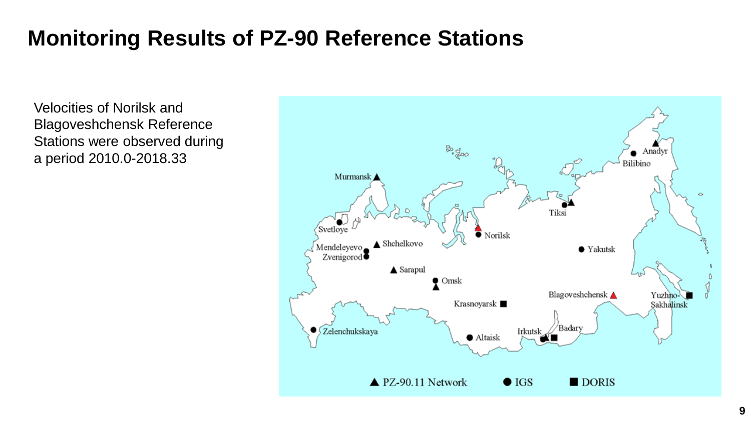# Monitoring Results of PZ-90 Reference Stations

Velocities of Norilsk and Blagoveshchensk Reference Stations were observed during a period 2010.0-2018.33

Murmansk
Svetloye
Shchelkovo
Mendeleyevo
Zvenigorod
Sarapul
Omsk
Norilsk
Tiksi
Anadyr
Bilibino
Yakutsk
Blagoveshchensk
Yuzhno-Sakhalinsk
Krasnoyarsk
Zelenchukskaya
Altaisk
Irkutsk
Badary

▲ PZ-90.11 Network ● IGS ■ DORIS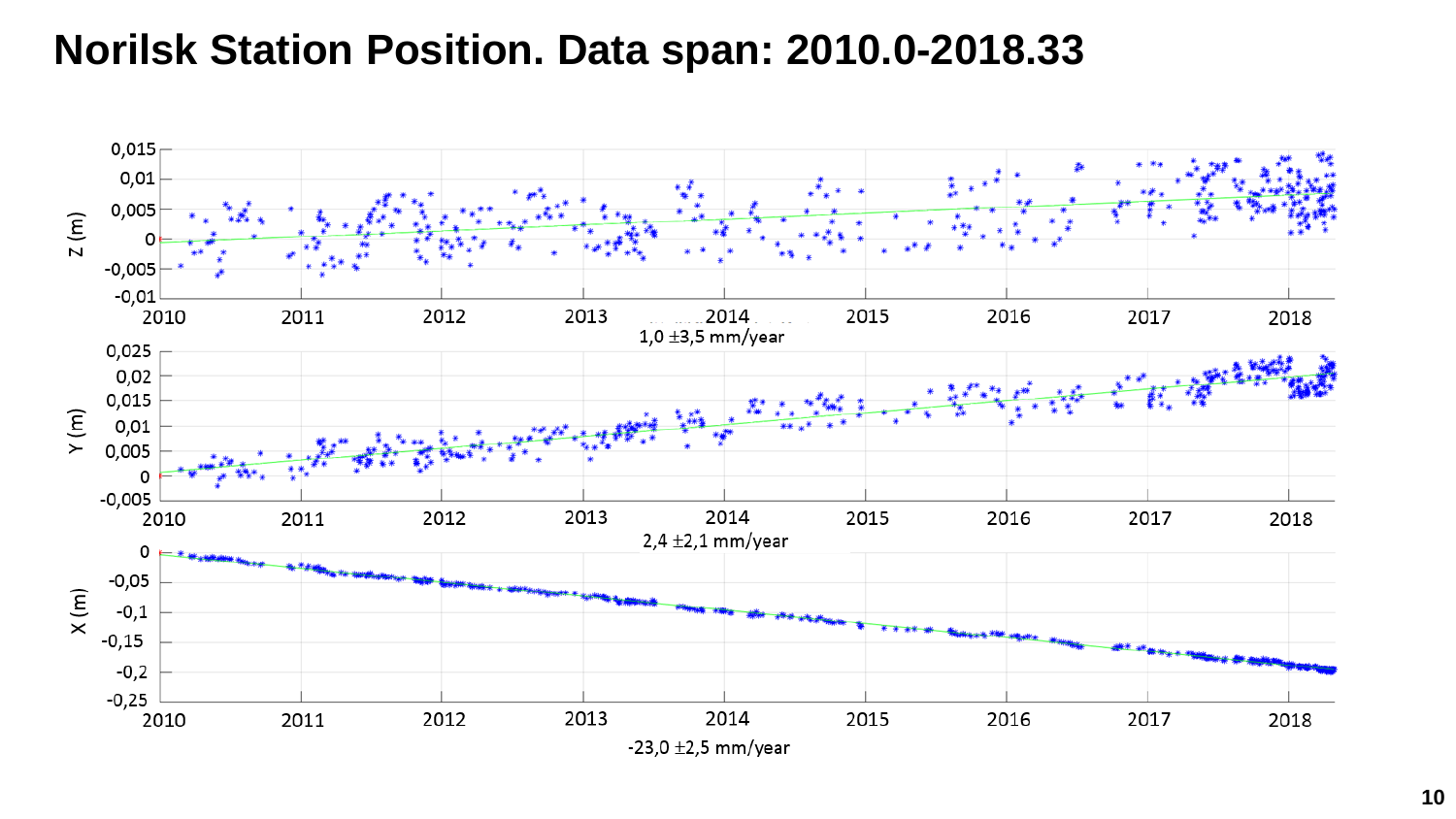# Norilsk Station Position. Data span: 2010.0-2018.33

Z (m)

0,015
0,01
0,005
0
-0,005
-0,01

2010 2011 2012 2013 2014 2015 2016 2017 2018

1,0 ±3,5 mm/year

Y (m)

0,025
0,02
0,015
0,01
0,005
0
-0,005

2010 2011 2012 2013 2014 2015 2016 2017 2018

2,4 ±2,1 mm/year

X (m)

0
-0,05
-0,1
-0,15
-0,2
-0,25

2010 2011 2012 2013 2014 2015 2016 2017 2018

-23,0 ±2,5 mm/year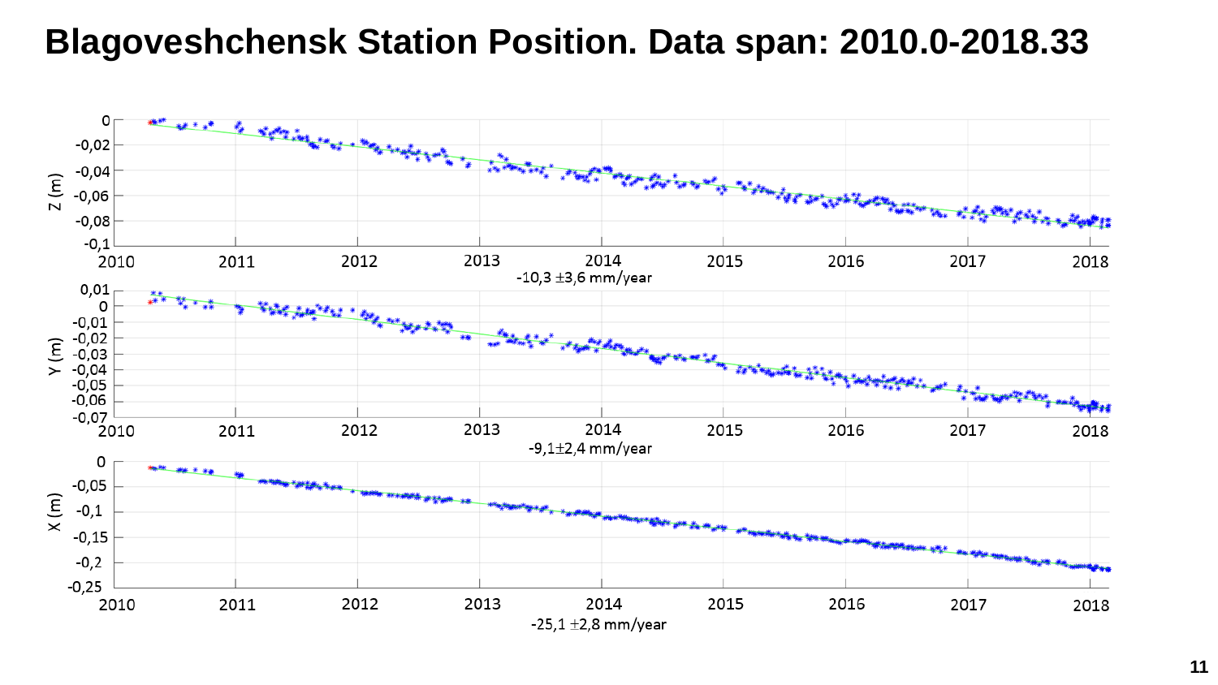# Blagoveshchensk Station Position. Data span: 2010.0-2018.33

Z (m)

0
-0,02
-0,04
-0,06
-0,08
-0,1

2010 2011 2012 2013 2014 2015 2016 2017 2018

-10,3 ±3,6 mm/year

Y (m)

0,01
0
-0,01
-0,02
-0,03
-0,04
-0,05
-0,06
-0,07

2010 2011 2012 2013 2014 2015 2016 2017 2018

-9,1±2,4 mm/year

X (m)

0
-0,05
-0,1
-0,15
-0,2
-0,25

2010 2011 2012 2013 2014 2015 2016 2017 2018

-25,1 ±2,8 mm/year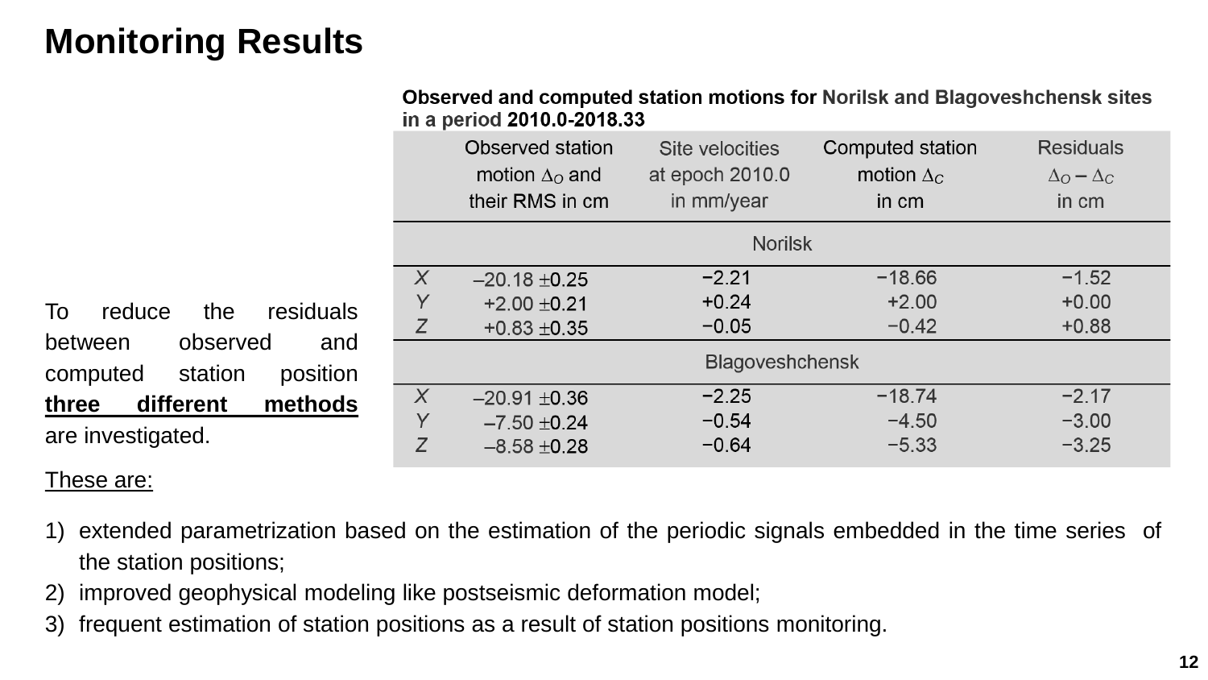# Monitoring Results

**Observed and computed station motions for Norilsk and Blagoveshchensk sites in a period 2010.0-2018.33**

| | Observed station motion $\Delta_O$ and their RMS in cm | Site velocities at epoch 2010.0 in mm/year | Computed station motion $\Delta_C$ in cm | Residuals $\Delta_O - \Delta_C$ in cm |
|---|---|---|---|---|
| **Norilsk** | | | | |
| $X$ | −20.18 ±0.25 | −2.21 | −18.66 | −1.52 |
| $Y$ | +2.00 ±0.21 | +0.24 | +2.00 | +0.00 |
| $Z$ | +0.83 ±0.35 | −0.05 | −0.42 | +0.88 |
| **Blagoveshchensk** | | | | |
| $X$ | −20.91 ±0.36 | −2.25 | −18.74 | −2.17 |
| $Y$ | −7.50 ±0.24 | −0.54 | −4.50 | −3.00 |
| $Z$ | −8.58 ±0.28 | −0.64 | −5.33 | −3.25 |

To reduce the residuals between observed and computed station position **three different methods** are investigated.

These are:

1) extended parametrization based on the estimation of the periodic signals embedded in the time series of the station positions;
2) improved geophysical modeling like postseismic deformation model;
3) frequent estimation of station positions as a result of station positions monitoring.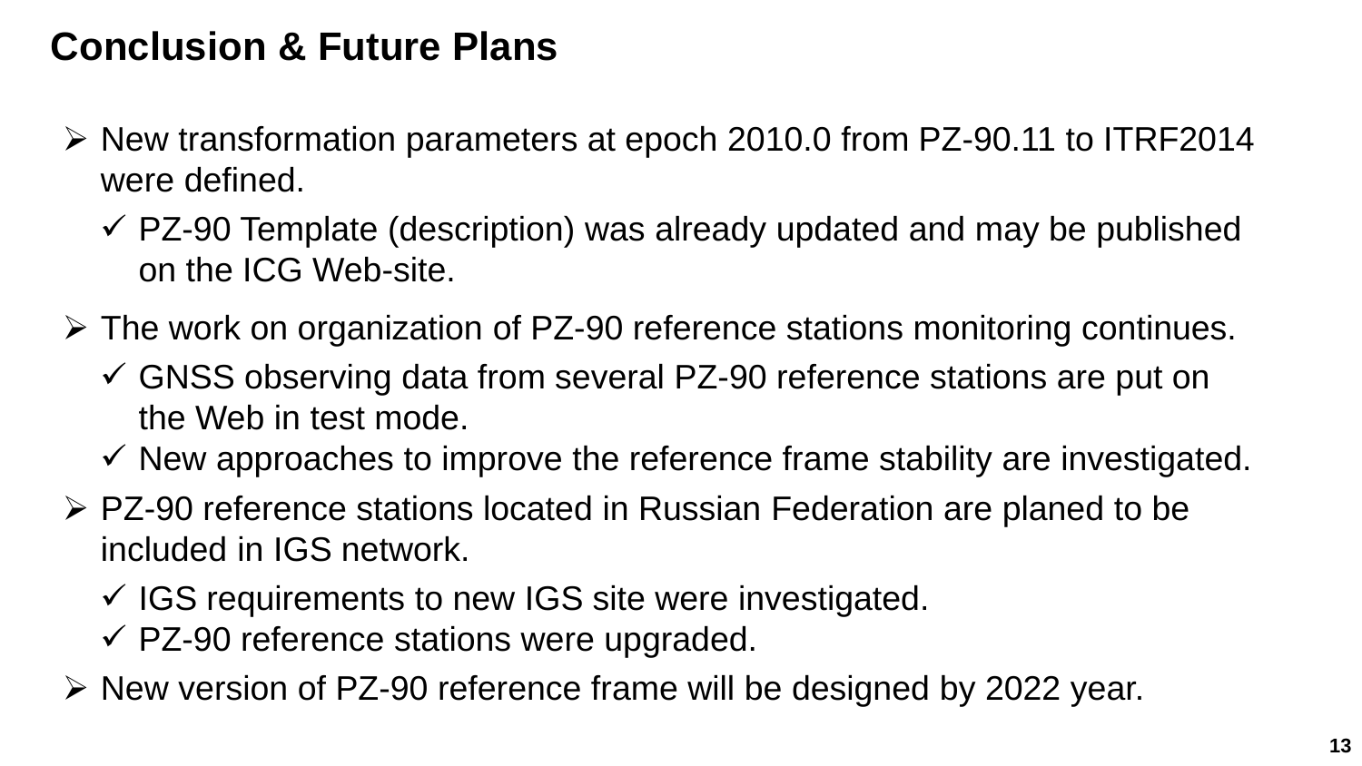# Conclusion & Future Plans

- New transformation parameters at epoch 2010.0 from PZ-90.11 to ITRF2014 were defined.
  - ✓ PZ-90 Template (description) was already updated and may be published on the ICG Web-site.
- The work on organization of PZ-90 reference stations monitoring continues.
  - ✓ GNSS observing data from several PZ-90 reference stations are put on the Web in test mode.
  - ✓ New approaches to improve the reference frame stability are investigated.
- PZ-90 reference stations located in Russian Federation are planed to be included in IGS network.
  - ✓ IGS requirements to new IGS site were investigated.
  - ✓ PZ-90 reference stations were upgraded.
- New version of PZ-90 reference frame will be designed by 2022 year.